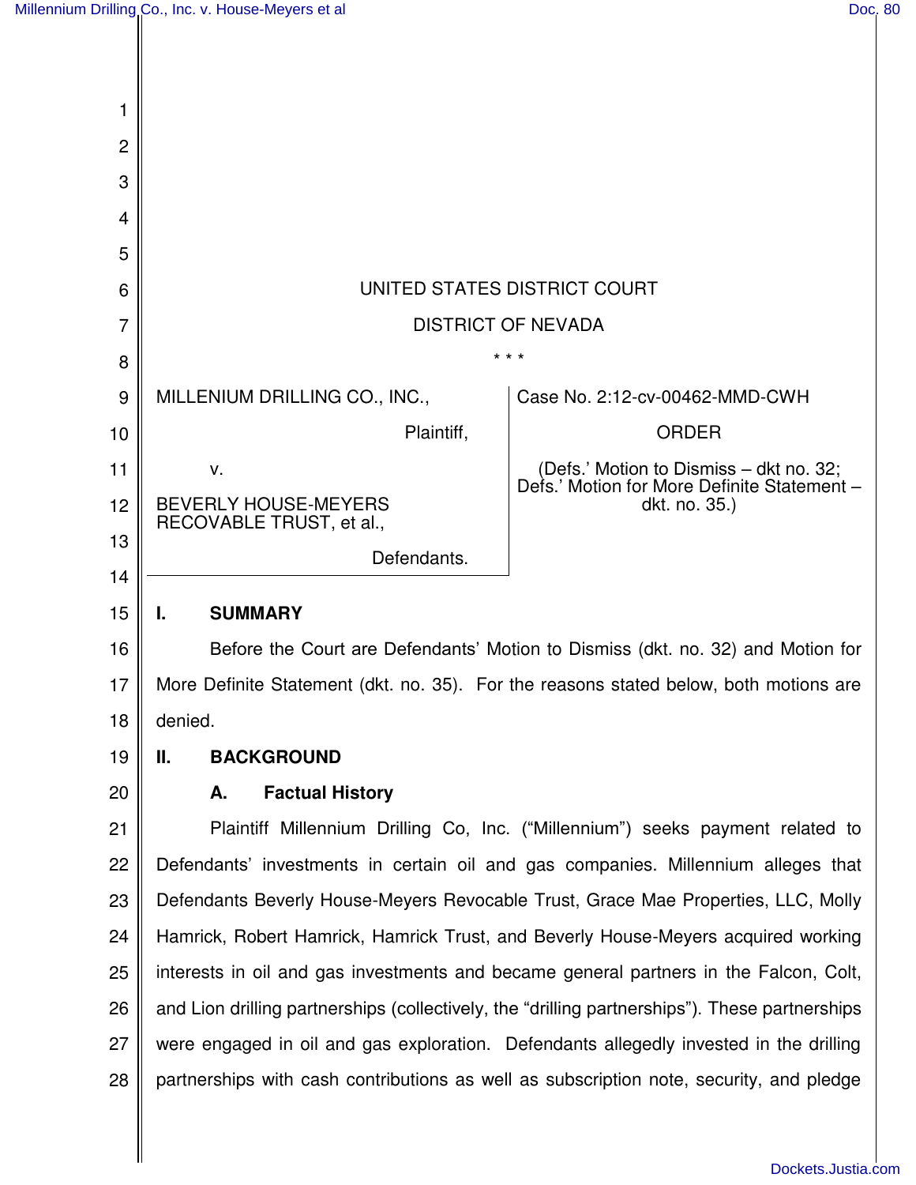UNITED STATES DISTRICT COURT

DISTRICT OF NEVADA

\* \* \*

| | |
|---|---|
| MILLENIUM DRILLING CO., INC., Plaintiff, v. BEVERLY HOUSE-MEYERS RECOVABLE TRUST, et al., Defendants. | Case No. 2:12-cv-00462-MMD-CWH ORDER (Defs.' Motion to Dismiss – dkt no. 32; Defs.' Motion for More Definite Statement – dkt. no. 35.) |

## I. SUMMARY

Before the Court are Defendants' Motion to Dismiss (dkt. no. 32) and Motion for More Definite Statement (dkt. no. 35). For the reasons stated below, both motions are denied.

## II. BACKGROUND

### A. Factual History

Plaintiff Millennium Drilling Co, Inc. ("Millennium") seeks payment related to Defendants' investments in certain oil and gas companies. Millennium alleges that Defendants Beverly House-Meyers Revocable Trust, Grace Mae Properties, LLC, Molly Hamrick, Robert Hamrick, Hamrick Trust, and Beverly House-Meyers acquired working interests in oil and gas investments and became general partners in the Falcon, Colt, and Lion drilling partnerships (collectively, the "drilling partnerships"). These partnerships were engaged in oil and gas exploration. Defendants allegedly invested in the drilling partnerships with cash contributions as well as subscription note, security, and pledge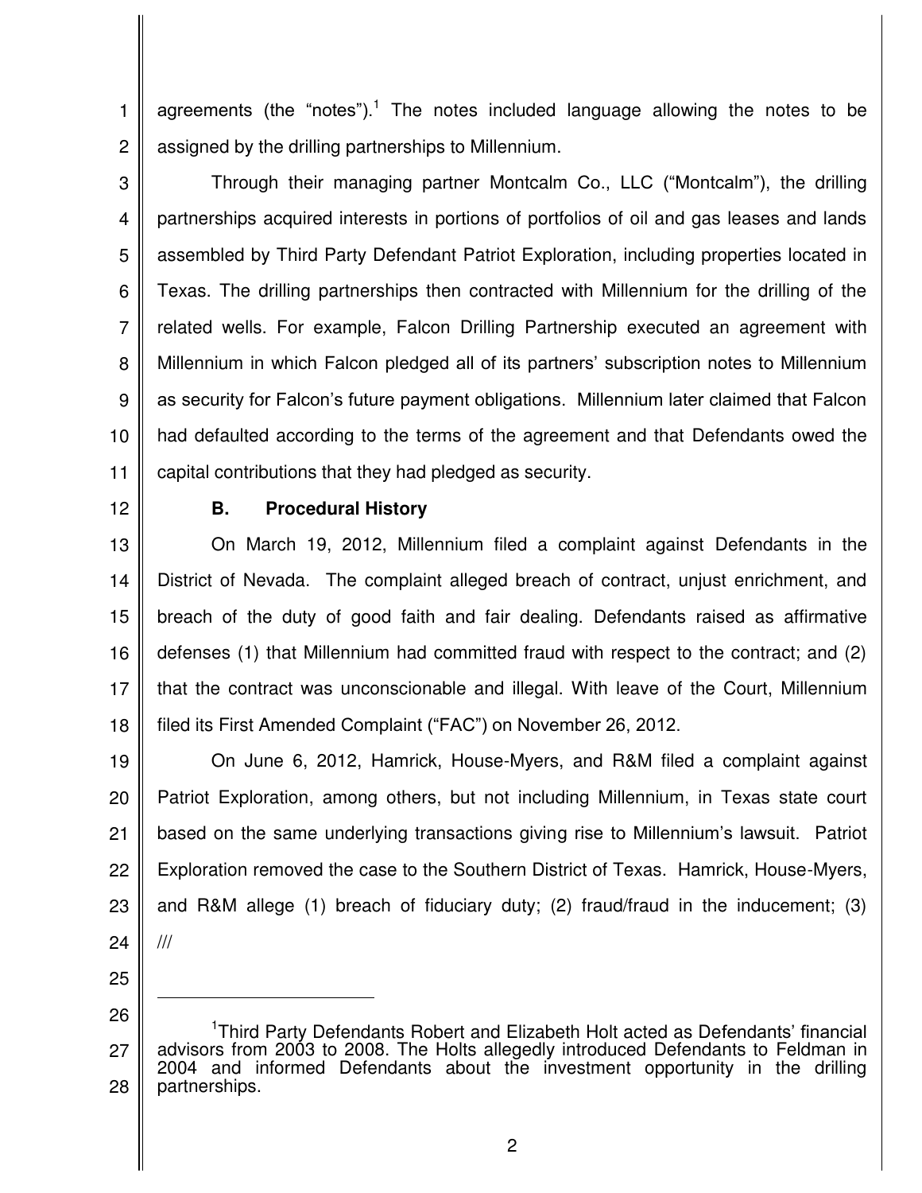agreements (the "notes").[1] The notes included language allowing the notes to be assigned by the drilling partnerships to Millennium.

Through their managing partner Montcalm Co., LLC ("Montcalm"), the drilling partnerships acquired interests in portions of portfolios of oil and gas leases and lands assembled by Third Party Defendant Patriot Exploration, including properties located in Texas. The drilling partnerships then contracted with Millennium for the drilling of the related wells. For example, Falcon Drilling Partnership executed an agreement with Millennium in which Falcon pledged all of its partners' subscription notes to Millennium as security for Falcon's future payment obligations. Millennium later claimed that Falcon had defaulted according to the terms of the agreement and that Defendants owed the capital contributions that they had pledged as security.

### B. Procedural History

On March 19, 2012, Millennium filed a complaint against Defendants in the District of Nevada. The complaint alleged breach of contract, unjust enrichment, and breach of the duty of good faith and fair dealing. Defendants raised as affirmative defenses (1) that Millennium had committed fraud with respect to the contract; and (2) that the contract was unconscionable and illegal. With leave of the Court, Millennium filed its First Amended Complaint ("FAC") on November 26, 2012.

On June 6, 2012, Hamrick, House-Myers, and R&M filed a complaint against Patriot Exploration, among others, but not including Millennium, in Texas state court based on the same underlying transactions giving rise to Millennium's lawsuit. Patriot Exploration removed the case to the Southern District of Texas. Hamrick, House-Myers, and R&M allege (1) breach of fiduciary duty; (2) fraud/fraud in the inducement; (3)

///

---

[1] Third Party Defendants Robert and Elizabeth Holt acted as Defendants' financial advisors from 2003 to 2008. The Holts allegedly introduced Defendants to Feldman in 2004 and informed Defendants about the investment opportunity in the drilling partnerships.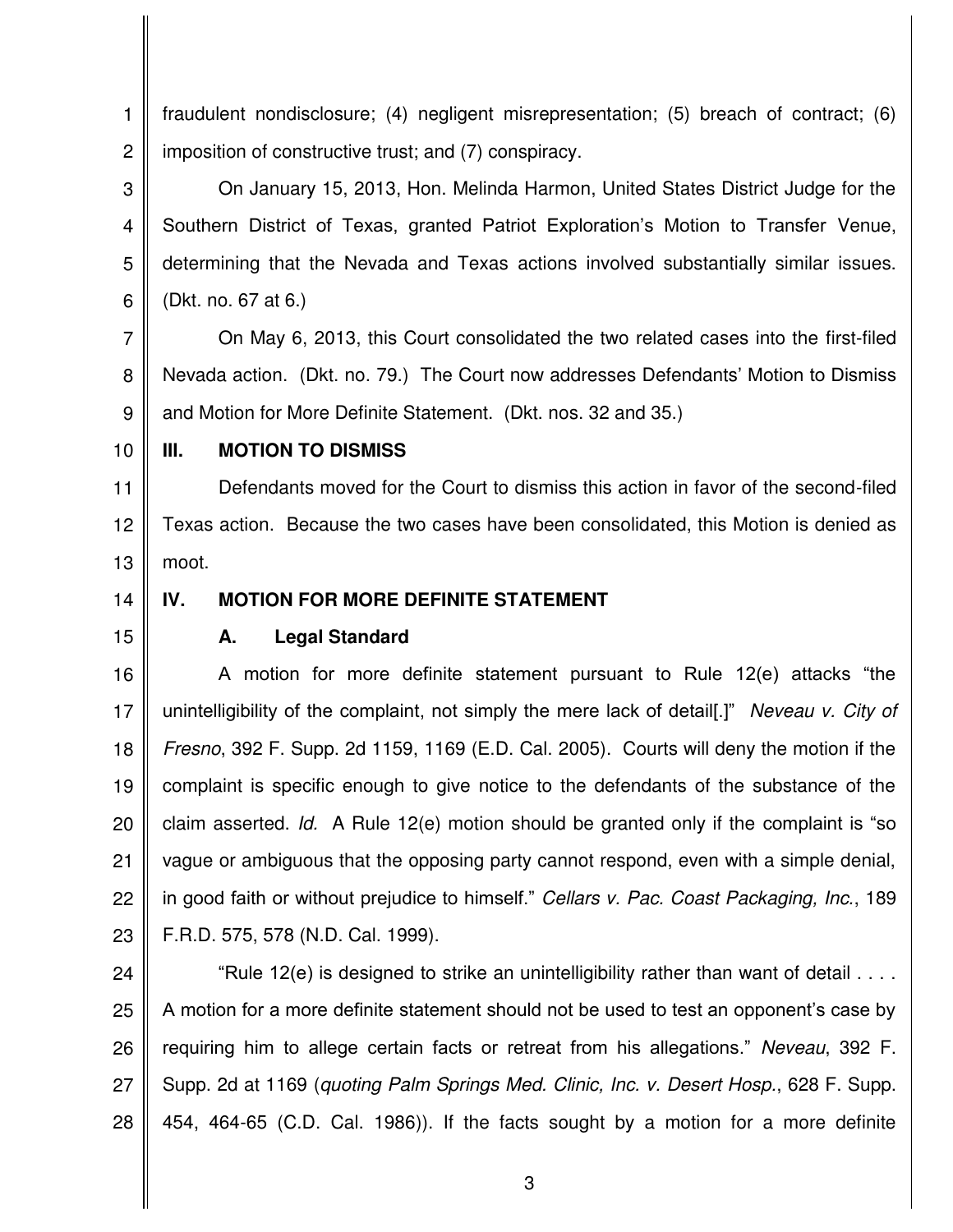fraudulent nondisclosure; (4) negligent misrepresentation; (5) breach of contract; (6) imposition of constructive trust; and (7) conspiracy.

On January 15, 2013, Hon. Melinda Harmon, United States District Judge for the Southern District of Texas, granted Patriot Exploration's Motion to Transfer Venue, determining that the Nevada and Texas actions involved substantially similar issues. (Dkt. no. 67 at 6.)

On May 6, 2013, this Court consolidated the two related cases into the first-filed Nevada action. (Dkt. no. 79.) The Court now addresses Defendants' Motion to Dismiss and Motion for More Definite Statement. (Dkt. nos. 32 and 35.)

## III. MOTION TO DISMISS

Defendants moved for the Court to dismiss this action in favor of the second-filed Texas action. Because the two cases have been consolidated, this Motion is denied as moot.

## IV. MOTION FOR MORE DEFINITE STATEMENT

### A. Legal Standard

A motion for more definite statement pursuant to Rule 12(e) attacks "the unintelligibility of the complaint, not simply the mere lack of detail[.]" *Neveau v. City of Fresno*, 392 F. Supp. 2d 1159, 1169 (E.D. Cal. 2005). Courts will deny the motion if the complaint is specific enough to give notice to the defendants of the substance of the claim asserted. *Id*. A Rule 12(e) motion should be granted only if the complaint is "so vague or ambiguous that the opposing party cannot respond, even with a simple denial, in good faith or without prejudice to himself." *Cellars v. Pac. Coast Packaging, Inc.*, 189 F.R.D. 575, 578 (N.D. Cal. 1999).

"Rule 12(e) is designed to strike an unintelligibility rather than want of detail . . . . A motion for a more definite statement should not be used to test an opponent's case by requiring him to allege certain facts or retreat from his allegations." *Neveau*, 392 F. Supp. 2d at 1169 (*quoting Palm Springs Med. Clinic, Inc. v. Desert Hosp.*, 628 F. Supp. 454, 464-65 (C.D. Cal. 1986)). If the facts sought by a motion for a more definite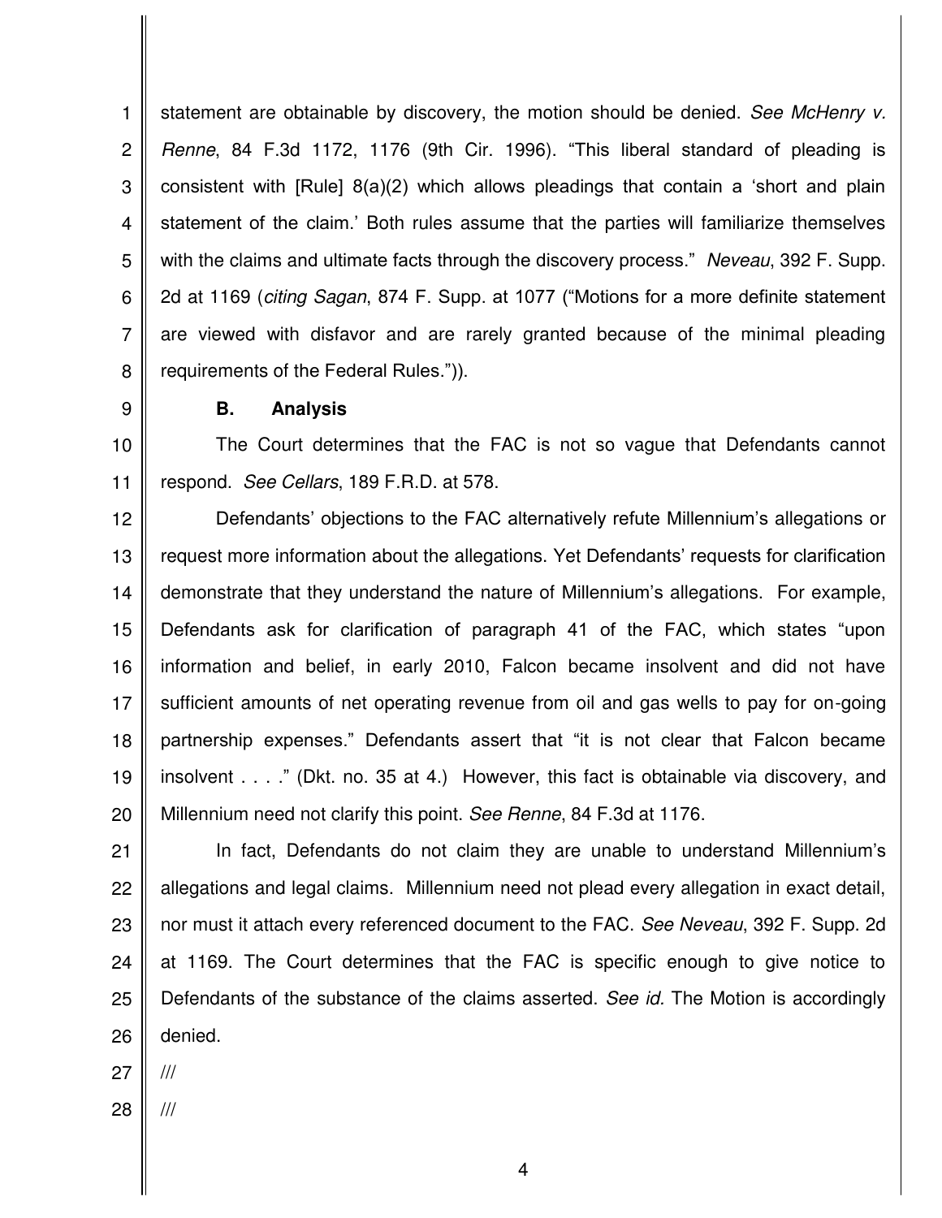statement are obtainable by discovery, the motion should be denied. *See McHenry v. Renne*, 84 F.3d 1172, 1176 (9th Cir. 1996). "This liberal standard of pleading is consistent with [Rule] 8(a)(2) which allows pleadings that contain a 'short and plain statement of the claim.' Both rules assume that the parties will familiarize themselves with the claims and ultimate facts through the discovery process." *Neveau*, 392 F. Supp. 2d at 1169 (*citing Sagan*, 874 F. Supp. at 1077 ("Motions for a more definite statement are viewed with disfavor and are rarely granted because of the minimal pleading requirements of the Federal Rules.")).

**B. Analysis**

The Court determines that the FAC is not so vague that Defendants cannot respond. *See Cellars*, 189 F.R.D. at 578.

Defendants' objections to the FAC alternatively refute Millennium's allegations or request more information about the allegations. Yet Defendants' requests for clarification demonstrate that they understand the nature of Millennium's allegations. For example, Defendants ask for clarification of paragraph 41 of the FAC, which states "upon information and belief, in early 2010, Falcon became insolvent and did not have sufficient amounts of net operating revenue from oil and gas wells to pay for on-going partnership expenses." Defendants assert that "it is not clear that Falcon became insolvent . . . ." (Dkt. no. 35 at 4.) However, this fact is obtainable via discovery, and Millennium need not clarify this point. *See Renne*, 84 F.3d at 1176.

In fact, Defendants do not claim they are unable to understand Millennium's allegations and legal claims. Millennium need not plead every allegation in exact detail, nor must it attach every referenced document to the FAC. *See Neveau*, 392 F. Supp. 2d at 1169. The Court determines that the FAC is specific enough to give notice to Defendants of the substance of the claims asserted. *See id.* The Motion is accordingly denied.

///

///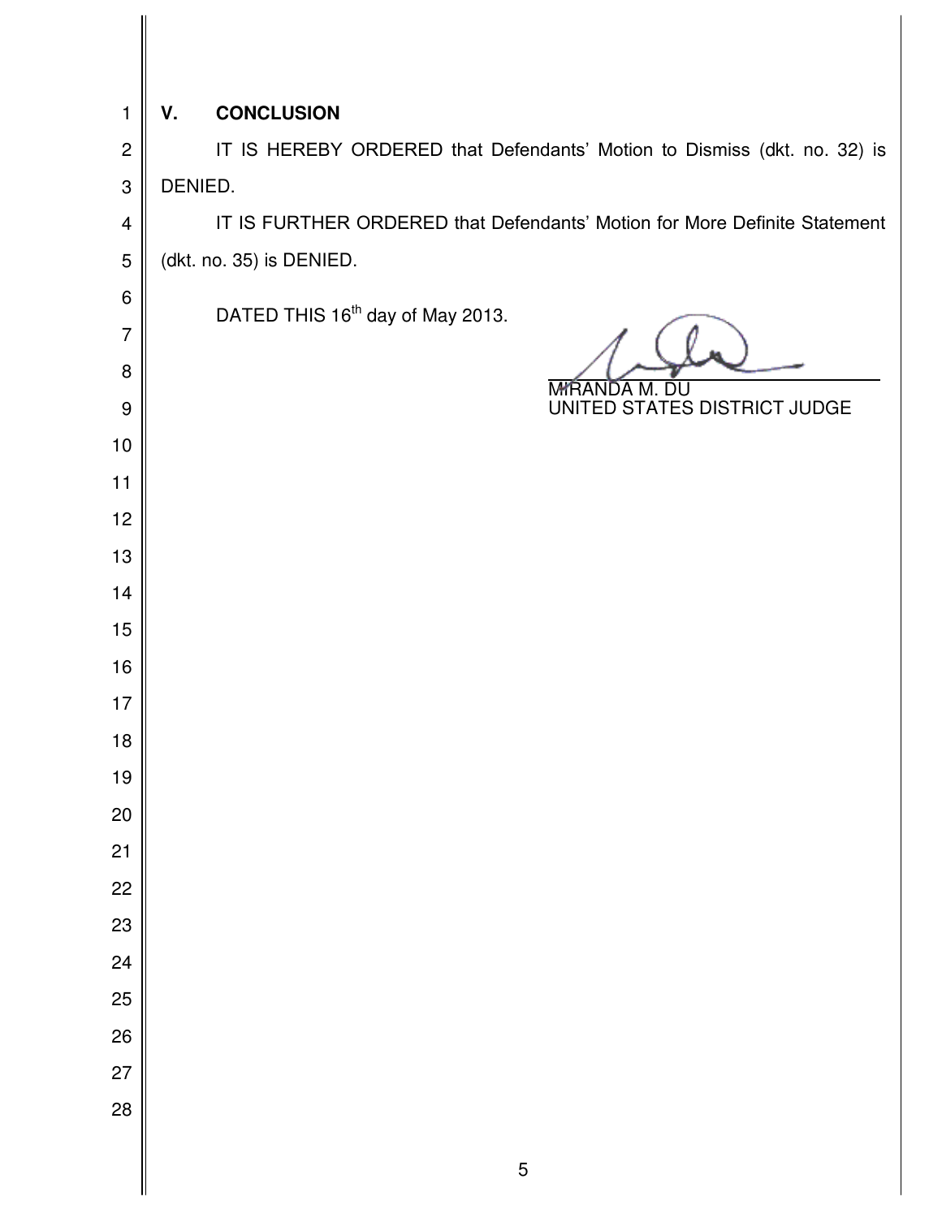## V. CONCLUSION

IT IS HEREBY ORDERED that Defendants' Motion to Dismiss (dkt. no. 32) is DENIED.

IT IS FURTHER ORDERED that Defendants' Motion for More Definite Statement (dkt. no. 35) is DENIED.

DATED THIS 16th day of May 2013.

MIRANDA M. DU
UNITED STATES DISTRICT JUDGE